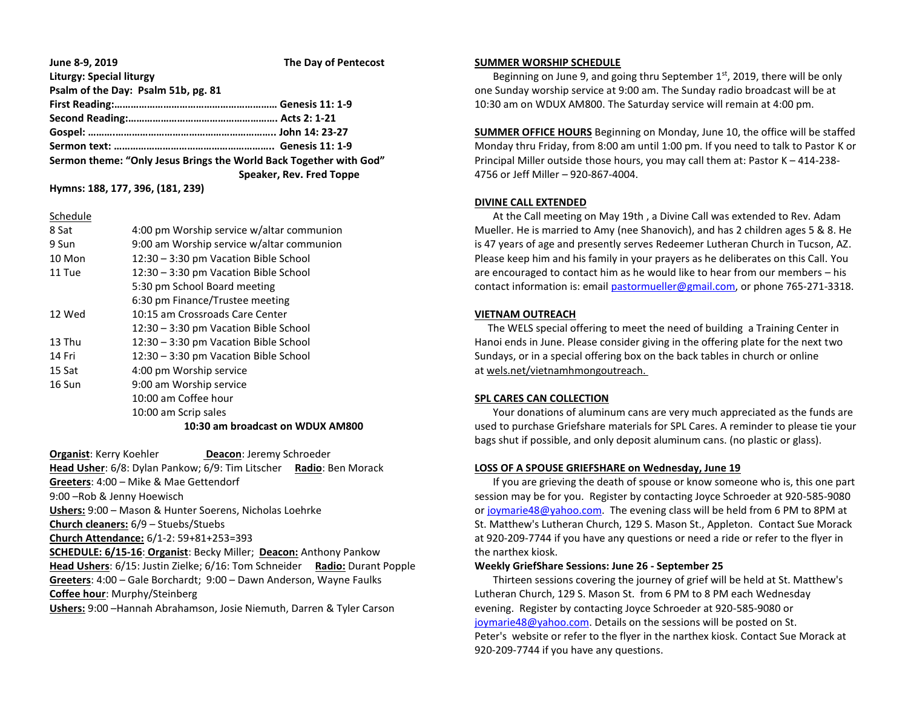**June 8-9, 2019** **The Day of Pentecost**

**Liturgy: Special liturgy**

**Psalm of the Day: Psalm 51b, pg. 81**

**First Reading:………………………………………………… Genesis 11: 1-9**

**Second Reading:……………………………………………. Acts 2: 1-21**

**Gospel: ……..…………………………………………………. John 14: 23-27**

**Sermon text: ………………………………………………. Genesis 11: 1-9**

**Sermon theme: "Only Jesus Brings the World Back Together with God"**

**Speaker, Rev. Fred Toppe**

**Hymns: 188, 177, 396, (181, 239)**

Schedule

| | |
|---|---|
| 8 Sat | 4:00 pm Worship service w/altar communion |
| 9 Sun | 9:00 am Worship service w/altar communion |
| 10 Mon | 12:30 – 3:30 pm Vacation Bible School |
| 11 Tue | 12:30 – 3:30 pm Vacation Bible School |
| | 5:30 pm School Board meeting |
| | 6:30 pm Finance/Trustee meeting |
| 12 Wed | 10:15 am Crossroads Care Center |
| | 12:30 – 3:30 pm Vacation Bible School |
| 13 Thu | 12:30 – 3:30 pm Vacation Bible School |
| 14 Fri | 12:30 – 3:30 pm Vacation Bible School |
| 15 Sat | 4:00 pm Worship service |
| 16 Sun | 9:00 am Worship service |
| | 10:00 am Coffee hour |
| | 10:00 am Scrip sales |

**10:30 am broadcast on WDUX AM800**

**Organist**: Kerry Koehler **Deacon**: Jeremy Schroeder

**Head Usher**: 6/8: Dylan Pankow; 6/9: Tim Litscher **Radio**: Ben Morack

**Greeters**: 4:00 – Mike & Mae Gettendorf

9:00 –Rob & Jenny Hoewisch

**Ushers:** 9:00 – Mason & Hunter Soerens, Nicholas Loehrke

**Church cleaners:** 6/9 – Stuebs/Stuebs

**Church Attendance:** 6/1-2: 59+81+253=393

**SCHEDULE: 6/15-16**: **Organist**: Becky Miller; **Deacon:** Anthony Pankow

**Head Ushers**: 6/15: Justin Zielke; 6/16: Tom Schneider **Radio:** Durant Popple

**Greeters**: 4:00 – Gale Borchardt; 9:00 – Dawn Anderson, Wayne Faulks

**Coffee hour**: Murphy/Steinberg

**Ushers:** 9:00 –Hannah Abrahamson, Josie Niemuth, Darren & Tyler Carson

**SUMMER WORSHIP SCHEDULE**

Beginning on June 9, and going thru September 1st, 2019, there will be only one Sunday worship service at 9:00 am. The Sunday radio broadcast will be at 10:30 am on WDUX AM800. The Saturday service will remain at 4:00 pm.

**SUMMER OFFICE HOURS** Beginning on Monday, June 10, the office will be staffed Monday thru Friday, from 8:00 am until 1:00 pm. If you need to talk to Pastor K or Principal Miller outside those hours, you may call them at: Pastor K – 414-238-4756 or Jeff Miller – 920-867-4004.

**DIVINE CALL EXTENDED**

At the Call meeting on May 19th , a Divine Call was extended to Rev. Adam Mueller. He is married to Amy (nee Shanovich), and has 2 children ages 5 & 8. He is 47 years of age and presently serves Redeemer Lutheran Church in Tucson, AZ. Please keep him and his family in your prayers as he deliberates on this Call. You are encouraged to contact him as he would like to hear from our members – his contact information is: email pastormueller@gmail.com, or phone 765-271-3318.

**VIETNAM OUTREACH**

The WELS special offering to meet the need of building a Training Center in Hanoi ends in June. Please consider giving in the offering plate for the next two Sundays, or in a special offering box on the back tables in church or online at wels.net/vietnamhmongoutreach.

**SPL CARES CAN COLLECTION**

Your donations of aluminum cans are very much appreciated as the funds are used to purchase Griefshare materials for SPL Cares. A reminder to please tie your bags shut if possible, and only deposit aluminum cans. (no plastic or glass).

**LOSS OF A SPOUSE GRIEFSHARE on Wednesday, June 19**

If you are grieving the death of spouse or know someone who is, this one part session may be for you. Register by contacting Joyce Schroeder at 920-585-9080 or joymarie48@yahoo.com. The evening class will be held from 6 PM to 8PM at St. Matthew's Lutheran Church, 129 S. Mason St., Appleton. Contact Sue Morack at 920-209-7744 if you have any questions or need a ride or refer to the flyer in the narthex kiosk.

**Weekly GriefShare Sessions: June 26 - September 25**

Thirteen sessions covering the journey of grief will be held at St. Matthew's Lutheran Church, 129 S. Mason St. from 6 PM to 8 PM each Wednesday evening. Register by contacting Joyce Schroeder at 920-585-9080 or joymarie48@yahoo.com. Details on the sessions will be posted on St. Peter's website or refer to the flyer in the narthex kiosk. Contact Sue Morack at 920-209-7744 if you have any questions.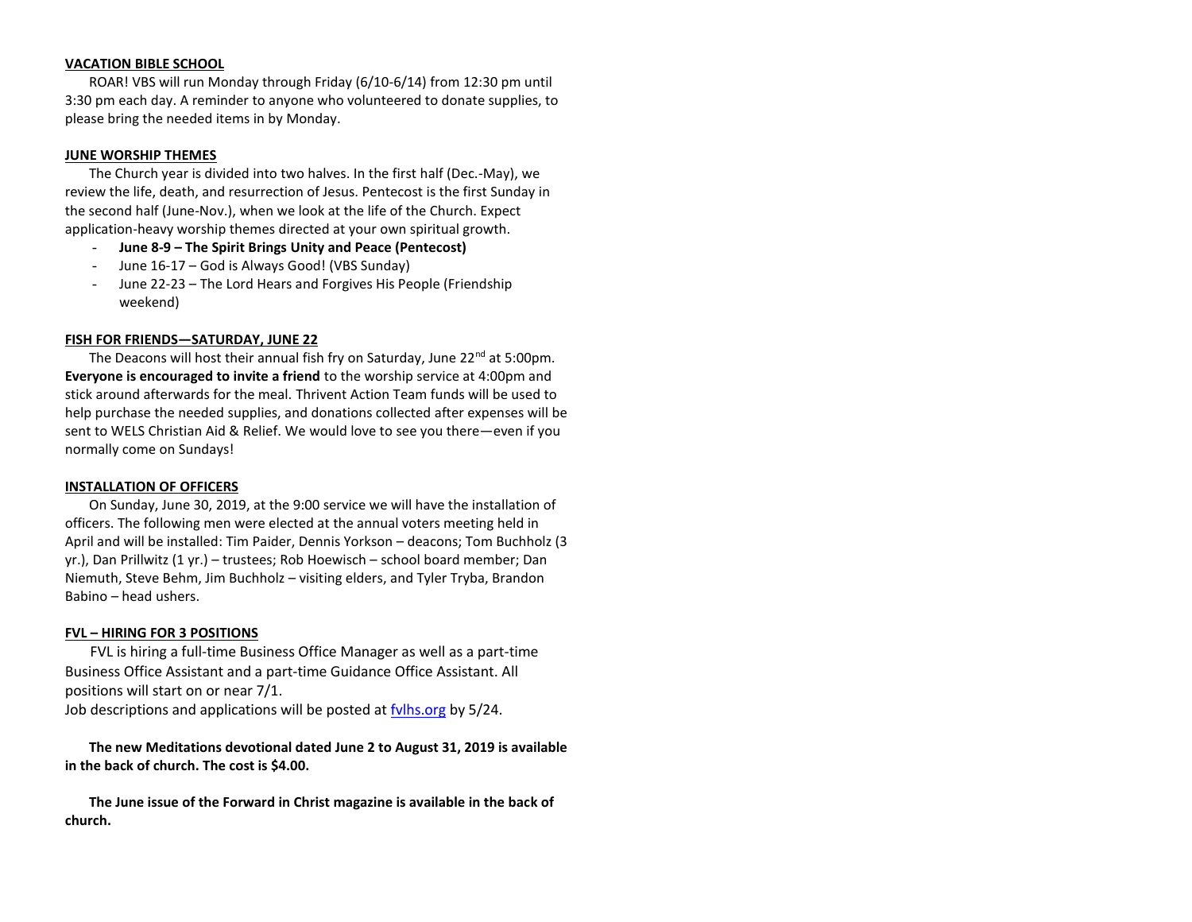**VACATION BIBLE SCHOOL**

ROAR! VBS will run Monday through Friday (6/10-6/14) from 12:30 pm until 3:30 pm each day. A reminder to anyone who volunteered to donate supplies, to please bring the needed items in by Monday.

**JUNE WORSHIP THEMES**

The Church year is divided into two halves. In the first half (Dec.-May), we review the life, death, and resurrection of Jesus. Pentecost is the first Sunday in the second half (June-Nov.), when we look at the life of the Church. Expect application-heavy worship themes directed at your own spiritual growth.

- **June 8-9 – The Spirit Brings Unity and Peace (Pentecost)**
- June 16-17 – God is Always Good! (VBS Sunday)
- June 22-23 – The Lord Hears and Forgives His People (Friendship weekend)

**FISH FOR FRIENDS—SATURDAY, JUNE 22**

The Deacons will host their annual fish fry on Saturday, June 22nd at 5:00pm. **Everyone is encouraged to invite a friend** to the worship service at 4:00pm and stick around afterwards for the meal. Thrivent Action Team funds will be used to help purchase the needed supplies, and donations collected after expenses will be sent to WELS Christian Aid & Relief. We would love to see you there—even if you normally come on Sundays!

**INSTALLATION OF OFFICERS**

On Sunday, June 30, 2019, at the 9:00 service we will have the installation of officers. The following men were elected at the annual voters meeting held in April and will be installed: Tim Paider, Dennis Yorkson – deacons; Tom Buchholz (3 yr.), Dan Prillwitz (1 yr.) – trustees; Rob Hoewisch – school board member; Dan Niemuth, Steve Behm, Jim Buchholz – visiting elders, and Tyler Tryba, Brandon Babino – head ushers.

**FVL – HIRING FOR 3 POSITIONS**

FVL is hiring a full-time Business Office Manager as well as a part-time Business Office Assistant and a part-time Guidance Office Assistant. All positions will start on or near 7/1.
Job descriptions and applications will be posted at fvlhs.org by 5/24.

**The new Meditations devotional dated June 2 to August 31, 2019 is available in the back of church. The cost is $4.00.**

**The June issue of the Forward in Christ magazine is available in the back of church.**